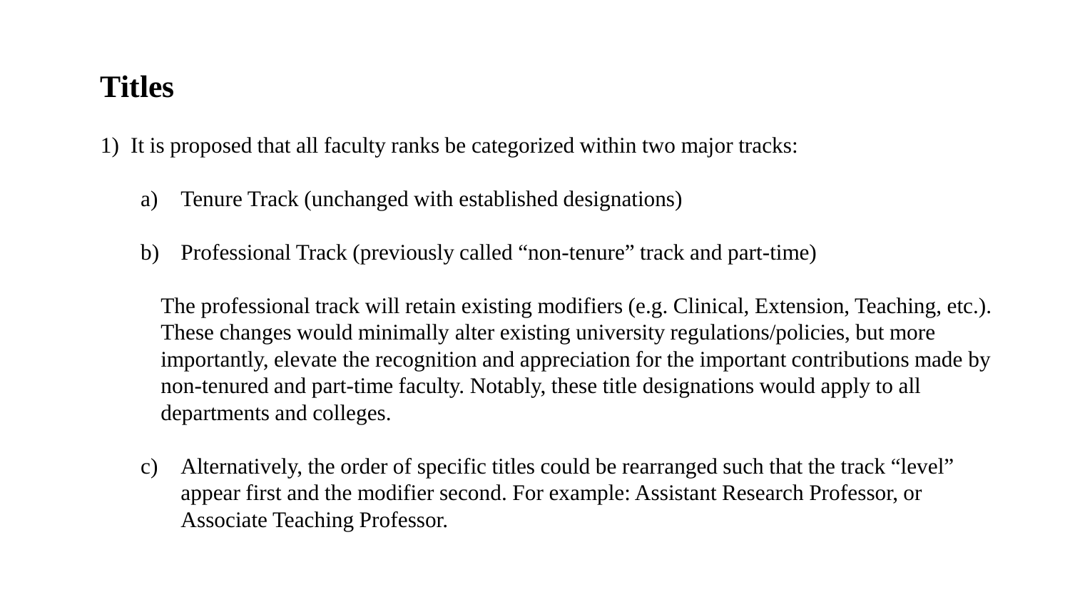# Titles

1) It is proposed that all faculty ranks be categorized within two major tracks:

   a) Tenure Track (unchanged with established designations)

   b) Professional Track (previously called "non-tenure" track and part-time)

   The professional track will retain existing modifiers (e.g. Clinical, Extension, Teaching, etc.). These changes would minimally alter existing university regulations/policies, but more importantly, elevate the recognition and appreciation for the important contributions made by non-tenured and part-time faculty. Notably, these title designations would apply to all departments and colleges.

   c) Alternatively, the order of specific titles could be rearranged such that the track "level" appear first and the modifier second. For example: Assistant Research Professor, or Associate Teaching Professor.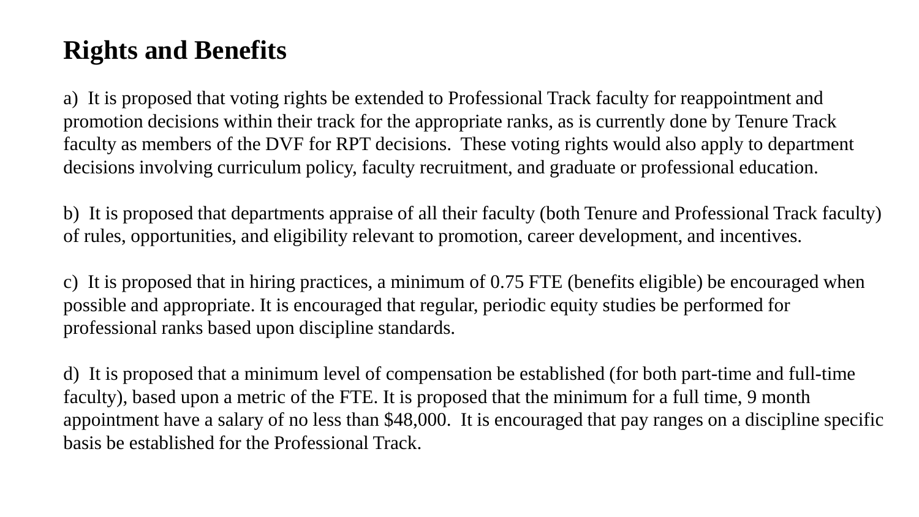## Rights and Benefits

a) It is proposed that voting rights be extended to Professional Track faculty for reappointment and promotion decisions within their track for the appropriate ranks, as is currently done by Tenure Track faculty as members of the DVF for RPT decisions. These voting rights would also apply to department decisions involving curriculum policy, faculty recruitment, and graduate or professional education.

b) It is proposed that departments appraise of all their faculty (both Tenure and Professional Track faculty) of rules, opportunities, and eligibility relevant to promotion, career development, and incentives.

c) It is proposed that in hiring practices, a minimum of 0.75 FTE (benefits eligible) be encouraged when possible and appropriate. It is encouraged that regular, periodic equity studies be performed for professional ranks based upon discipline standards.

d) It is proposed that a minimum level of compensation be established (for both part-time and full-time faculty), based upon a metric of the FTE. It is proposed that the minimum for a full time, 9 month appointment have a salary of no less than $48,000. It is encouraged that pay ranges on a discipline specific basis be established for the Professional Track.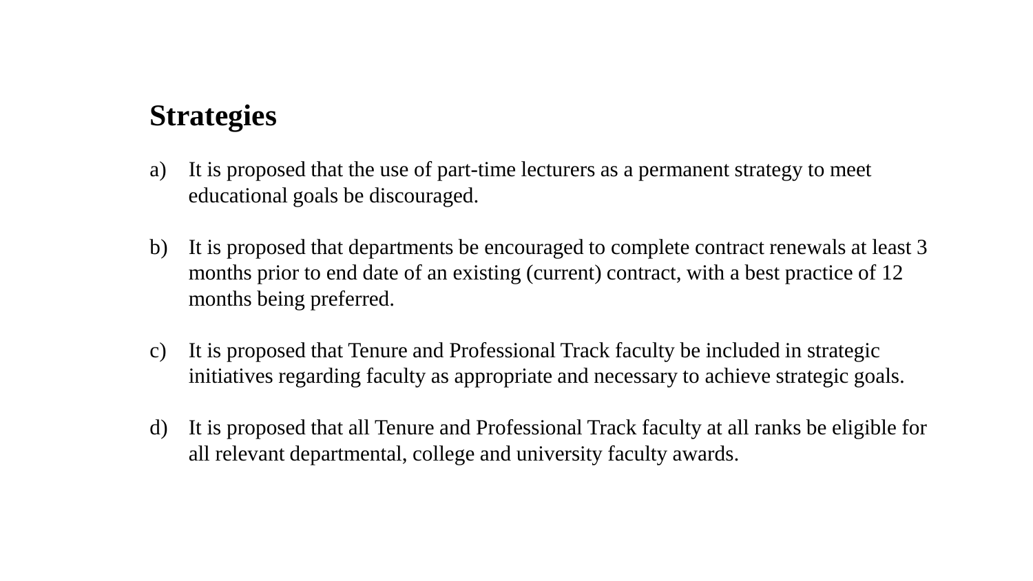## Strategies

a) It is proposed that the use of part-time lecturers as a permanent strategy to meet educational goals be discouraged.

b) It is proposed that departments be encouraged to complete contract renewals at least 3 months prior to end date of an existing (current) contract, with a best practice of 12 months being preferred.

c) It is proposed that Tenure and Professional Track faculty be included in strategic initiatives regarding faculty as appropriate and necessary to achieve strategic goals.

d) It is proposed that all Tenure and Professional Track faculty at all ranks be eligible for all relevant departmental, college and university faculty awards.